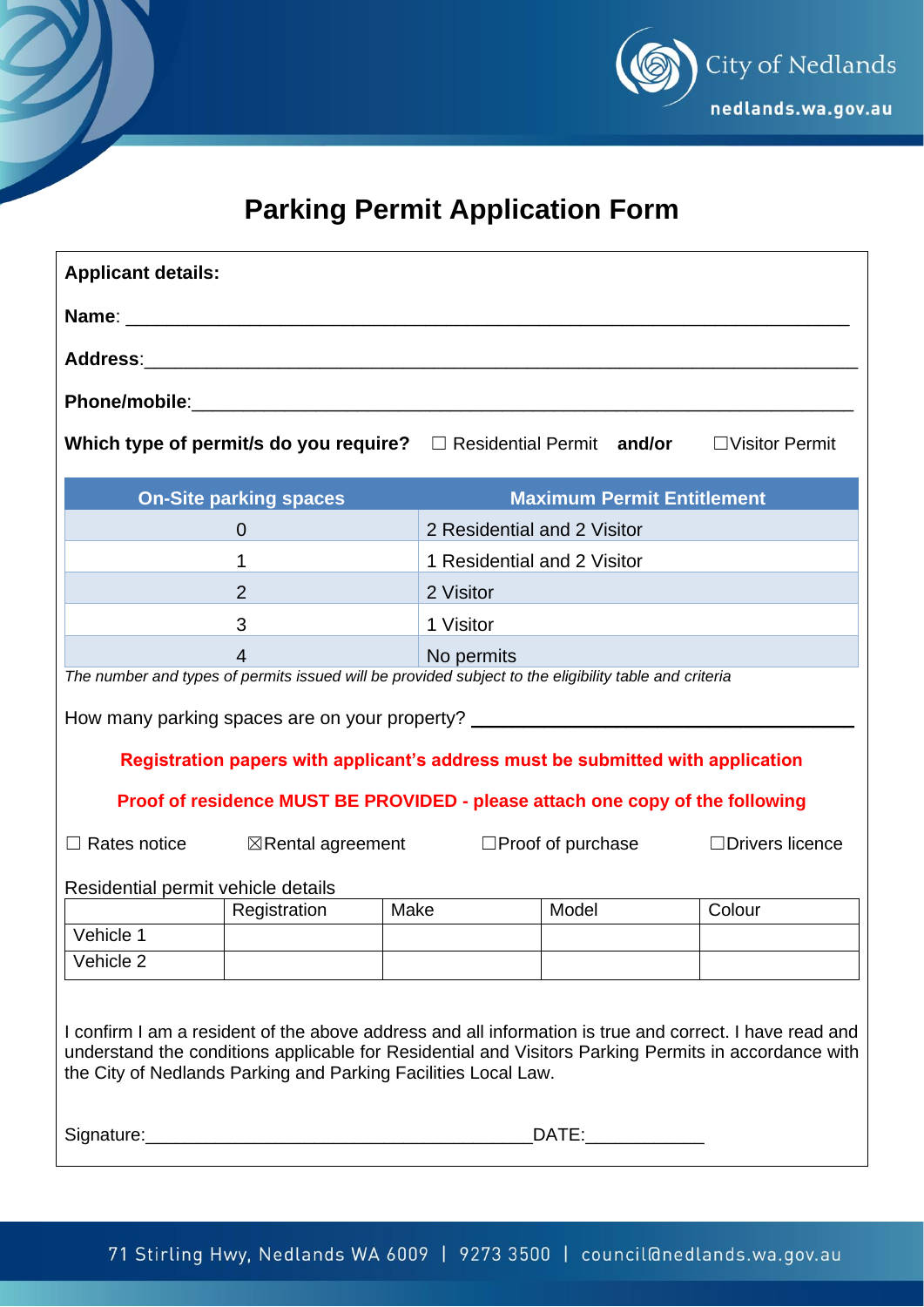City of Nedlands
nedlands.wa.gov.au

# Parking Permit Application Form

**Applicant details:**

**Name**: ___________________________________________________________________

**Address**:_________________________________________________________________

**Phone/mobile**:____________________________________________________________

**Which type of permit/s do you require?** ☐ Residential Permit **and/or** ☐Visitor Permit

| On-Site parking spaces | Maximum Permit Entitlement |
|---|---|
| 0 | 2 Residential and 2 Visitor |
| 1 | 1 Residential and 2 Visitor |
| 2 | 2 Visitor |
| 3 | 1 Visitor |
| 4 | No permits |

*The number and types of permits issued will be provided subject to the eligibility table and criteria*

How many parking spaces are on your property? ____________________________________

**Registration papers with applicant's address must be submitted with application**

**Proof of residence MUST BE PROVIDED - please attach one copy of the following**

☐ Rates notice ☒Rental agreement ☐Proof of purchase ☐Drivers licence

Residential permit vehicle details

| | Registration | Make | Model | Colour |
|---|---|---|---|---|
| Vehicle 1 | | | | |
| Vehicle 2 | | | | |

I confirm I am a resident of the above address and all information is true and correct. I have read and understand the conditions applicable for Residential and Visitors Parking Permits in accordance with the City of Nedlands Parking and Parking Facilities Local Law.

Signature:_______________________________________DATE:___________

71 Stirling Hwy, Nedlands WA 6009 | 9273 3500 | council@nedlands.wa.gov.au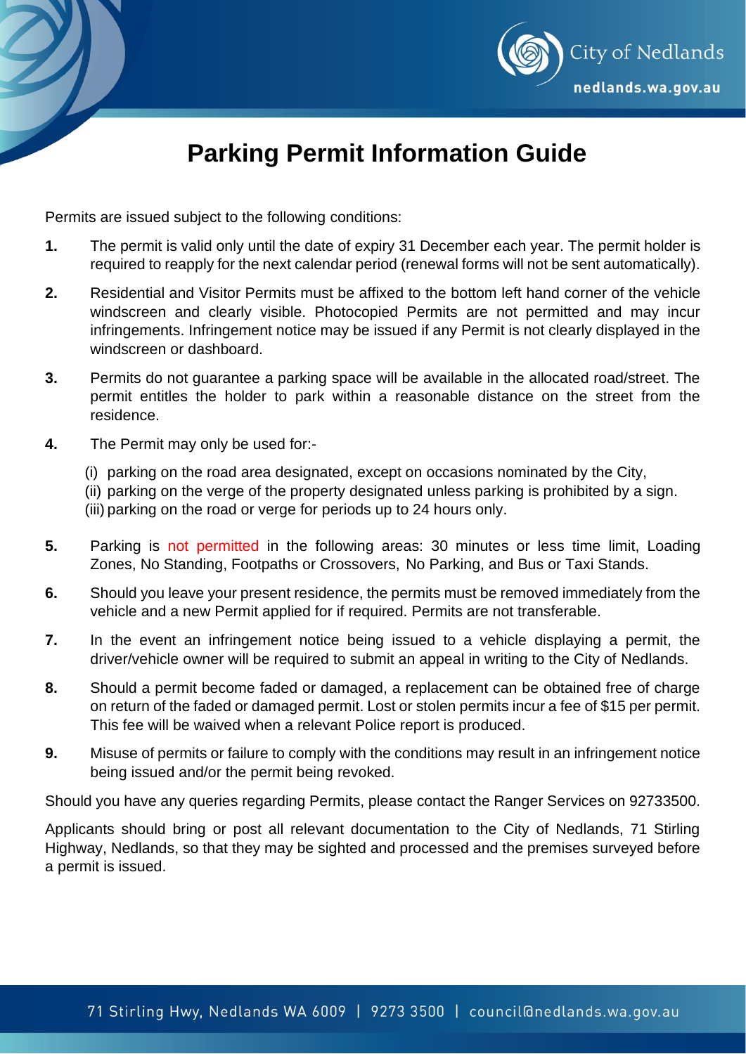# Parking Permit Information Guide

Permits are issued subject to the following conditions:

1. The permit is valid only until the date of expiry 31 December each year. The permit holder is required to reapply for the next calendar period (renewal forms will not be sent automatically).
2. Residential and Visitor Permits must be affixed to the bottom left hand corner of the vehicle windscreen and clearly visible. Photocopied Permits are not permitted and may incur infringements. Infringement notice may be issued if any Permit is not clearly displayed in the windscreen or dashboard.
3. Permits do not guarantee a parking space will be available in the allocated road/street. The permit entitles the holder to park within a reasonable distance on the street from the residence.
4. The Permit may only be used for:-
   - (i) parking on the road area designated, except on occasions nominated by the City,
   - (ii) parking on the verge of the property designated unless parking is prohibited by a sign.
   - (iii) parking on the road or verge for periods up to 24 hours only.
5. Parking is not permitted in the following areas: 30 minutes or less time limit, Loading Zones, No Standing, Footpaths or Crossovers, No Parking, and Bus or Taxi Stands.
6. Should you leave your present residence, the permits must be removed immediately from the vehicle and a new Permit applied for if required. Permits are not transferable.
7. In the event an infringement notice being issued to a vehicle displaying a permit, the driver/vehicle owner will be required to submit an appeal in writing to the City of Nedlands.
8. Should a permit become faded or damaged, a replacement can be obtained free of charge on return of the faded or damaged permit. Lost or stolen permits incur a fee of $15 per permit. This fee will be waived when a relevant Police report is produced.
9. Misuse of permits or failure to comply with the conditions may result in an infringement notice being issued and/or the permit being revoked.

Should you have any queries regarding Permits, please contact the Ranger Services on 92733500.

Applicants should bring or post all relevant documentation to the City of Nedlands, 71 Stirling Highway, Nedlands, so that they may be sighted and processed and the premises surveyed before a permit is issued.